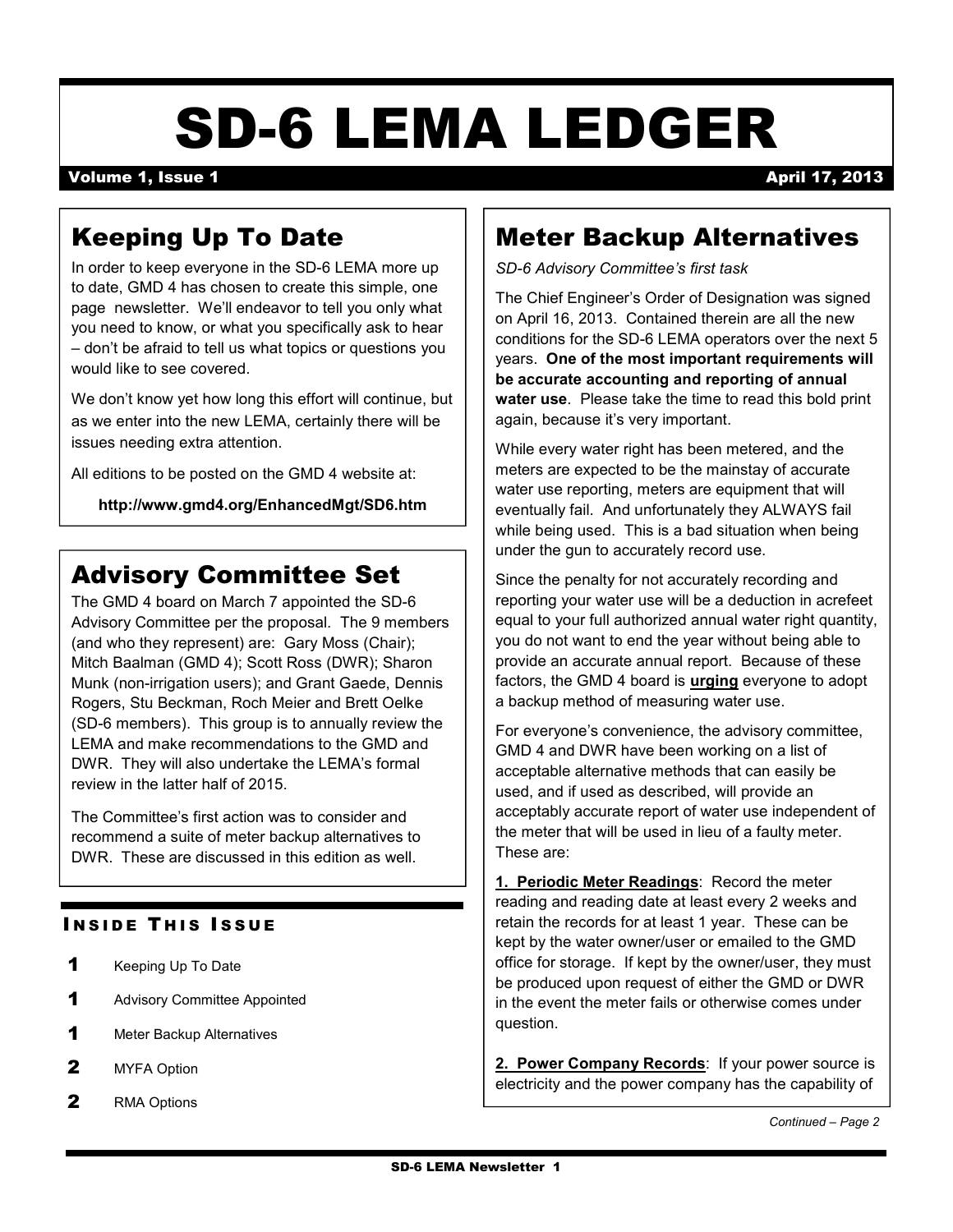# SD-6 LEMA LEDGER

**Volume 1, Issue 1** **April 17, 2013**

## Keeping Up To Date

In order to keep everyone in the SD-6 LEMA more up to date, GMD 4 has chosen to create this simple, one page newsletter. We'll endeavor to tell you only what you need to know, or what you specifically ask to hear – don't be afraid to tell us what topics or questions you would like to see covered.

We don't know yet how long this effort will continue, but as we enter into the new LEMA, certainly there will be issues needing extra attention.

All editions to be posted on the GMD 4 website at:

**http://www.gmd4.org/EnhancedMgt/SD6.htm**

## Advisory Committee Set

The GMD 4 board on March 7 appointed the SD-6 Advisory Committee per the proposal. The 9 members (and who they represent) are: Gary Moss (Chair); Mitch Baalman (GMD 4); Scott Ross (DWR); Sharon Munk (non-irrigation users); and Grant Gaede, Dennis Rogers, Stu Beckman, Roch Meier and Brett Oelke (SD-6 members). This group is to annually review the LEMA and make recommendations to the GMD and DWR. They will also undertake the LEMA's formal review in the latter half of 2015.

The Committee's first action was to consider and recommend a suite of meter backup alternatives to DWR. These are discussed in this edition as well.

### Inside This Issue

- 1 Keeping Up To Date
- 1 Advisory Committee Appointed
- 1 Meter Backup Alternatives
- 2 MYFA Option
- 2 RMA Options

## Meter Backup Alternatives

*SD-6 Advisory Committee's first task*

The Chief Engineer's Order of Designation was signed on April 16, 2013. Contained therein are all the new conditions for the SD-6 LEMA operators over the next 5 years. **One of the most important requirements will be accurate accounting and reporting of annual water use**. Please take the time to read this bold print again, because it's very important.

While every water right has been metered, and the meters are expected to be the mainstay of accurate water use reporting, meters are equipment that will eventually fail. And unfortunately they ALWAYS fail while being used. This is a bad situation when being under the gun to accurately record use.

Since the penalty for not accurately recording and reporting your water use will be a deduction in acrefeet equal to your full authorized annual water right quantity, you do not want to end the year without being able to provide an accurate annual report. Because of these factors, the GMD 4 board is **urging** everyone to adopt a backup method of measuring water use.

For everyone's convenience, the advisory committee, GMD 4 and DWR have been working on a list of acceptable alternative methods that can easily be used, and if used as described, will provide an acceptably accurate report of water use independent of the meter that will be used in lieu of a faulty meter. These are:

**1. Periodic Meter Readings**: Record the meter reading and reading date at least every 2 weeks and retain the records for at least 1 year. These can be kept by the water owner/user or emailed to the GMD office for storage. If kept by the owner/user, they must be produced upon request of either the GMD or DWR in the event the meter fails or otherwise comes under question.

**2. Power Company Records**: If your power source is electricity and the power company has the capability of

*Continued – Page 2*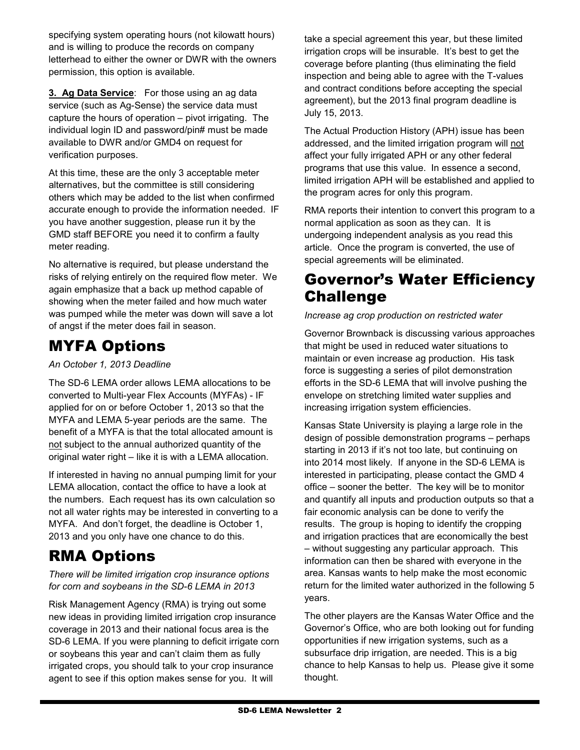specifying system operating hours (not kilowatt hours) and is willing to produce the records on company letterhead to either the owner or DWR with the owners permission, this option is available.

**3. Ag Data Service**: For those using an ag data service (such as Ag-Sense) the service data must capture the hours of operation – pivot irrigating. The individual login ID and password/pin# must be made available to DWR and/or GMD4 on request for verification purposes.

At this time, these are the only 3 acceptable meter alternatives, but the committee is still considering others which may be added to the list when confirmed accurate enough to provide the information needed. IF you have another suggestion, please run it by the GMD staff BEFORE you need it to confirm a faulty meter reading.

No alternative is required, but please understand the risks of relying entirely on the required flow meter. We again emphasize that a back up method capable of showing when the meter failed and how much water was pumped while the meter was down will save a lot of angst if the meter does fail in season.

# MYFA Options

*An October 1, 2013 Deadline*

The SD-6 LEMA order allows LEMA allocations to be converted to Multi-year Flex Accounts (MYFAs) - IF applied for on or before October 1, 2013 so that the MYFA and LEMA 5-year periods are the same. The benefit of a MYFA is that the total allocated amount is not subject to the annual authorized quantity of the original water right – like it is with a LEMA allocation.

If interested in having no annual pumping limit for your LEMA allocation, contact the office to have a look at the numbers. Each request has its own calculation so not all water rights may be interested in converting to a MYFA. And don't forget, the deadline is October 1, 2013 and you only have one chance to do this.

# RMA Options

*There will be limited irrigation crop insurance options for corn and soybeans in the SD-6 LEMA in 2013*

Risk Management Agency (RMA) is trying out some new ideas in providing limited irrigation crop insurance coverage in 2013 and their national focus area is the SD-6 LEMA. If you were planning to deficit irrigate corn or soybeans this year and can't claim them as fully irrigated crops, you should talk to your crop insurance agent to see if this option makes sense for you. It will take a special agreement this year, but these limited irrigation crops will be insurable. It's best to get the coverage before planting (thus eliminating the field inspection and being able to agree with the T-values and contract conditions before accepting the special agreement), but the 2013 final program deadline is July 15, 2013.

The Actual Production History (APH) issue has been addressed, and the limited irrigation program will not affect your fully irrigated APH or any other federal programs that use this value. In essence a second, limited irrigation APH will be established and applied to the program acres for only this program.

RMA reports their intention to convert this program to a normal application as soon as they can. It is undergoing independent analysis as you read this article. Once the program is converted, the use of special agreements will be eliminated.

# Governor's Water Efficiency Challenge

*Increase ag crop production on restricted water*

Governor Brownback is discussing various approaches that might be used in reduced water situations to maintain or even increase ag production. His task force is suggesting a series of pilot demonstration efforts in the SD-6 LEMA that will involve pushing the envelope on stretching limited water supplies and increasing irrigation system efficiencies.

Kansas State University is playing a large role in the design of possible demonstration programs – perhaps starting in 2013 if it's not too late, but continuing on into 2014 most likely. If anyone in the SD-6 LEMA is interested in participating, please contact the GMD 4 office – sooner the better. The key will be to monitor and quantify all inputs and production outputs so that a fair economic analysis can be done to verify the results. The group is hoping to identify the cropping and irrigation practices that are economically the best – without suggesting any particular approach. This information can then be shared with everyone in the area. Kansas wants to help make the most economic return for the limited water authorized in the following 5 years.

The other players are the Kansas Water Office and the Governor's Office, who are both looking out for funding opportunities if new irrigation systems, such as a subsurface drip irrigation, are needed. This is a big chance to help Kansas to help us. Please give it some thought.